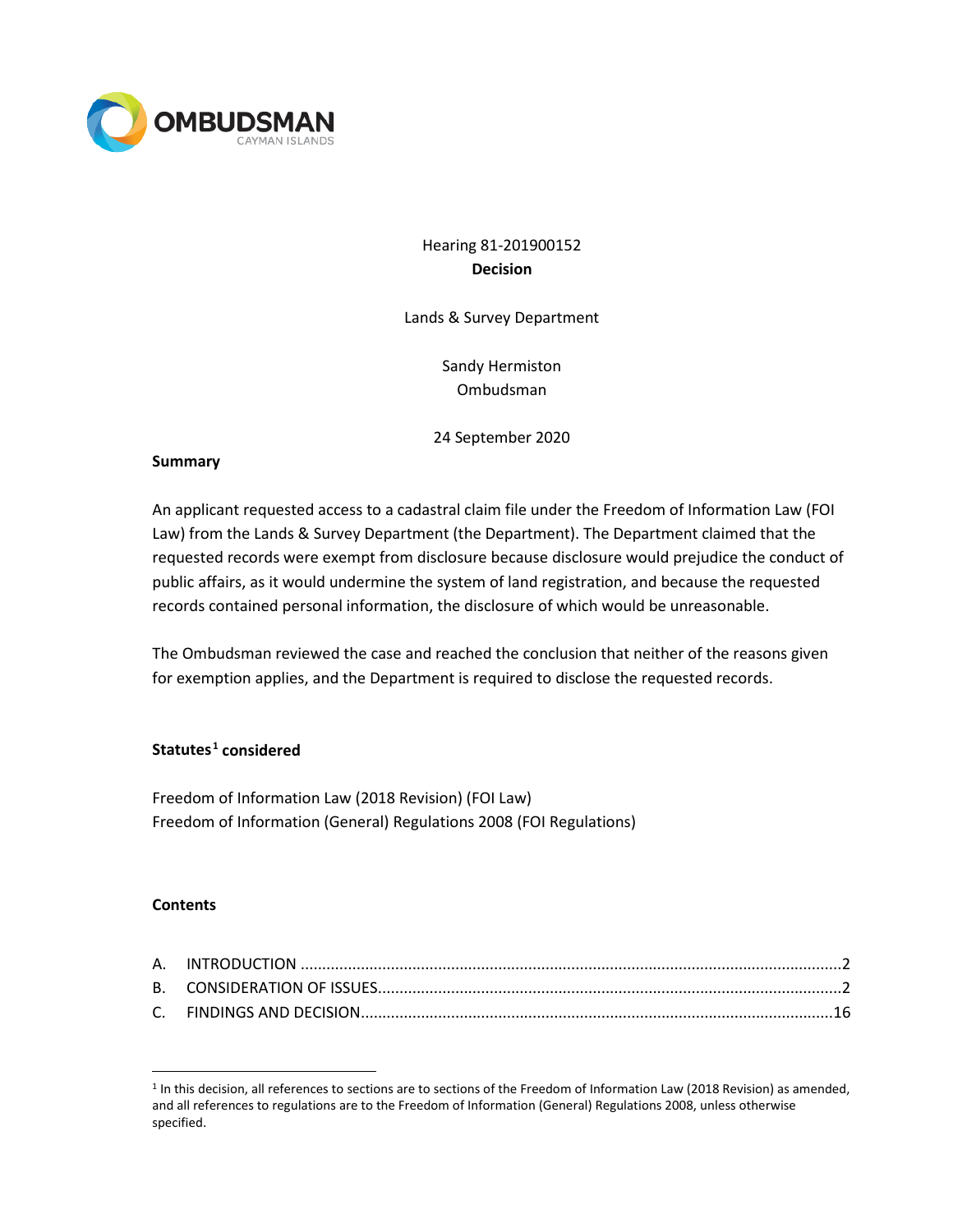OMBUDSMAN
CAYMAN ISLANDS

Hearing 81-201900152
**Decision**

Lands & Survey Department

Sandy Hermiston
Ombudsman

24 September 2020

**Summary**

An applicant requested access to a cadastral claim file under the Freedom of Information Law (FOI Law) from the Lands & Survey Department (the Department). The Department claimed that the requested records were exempt from disclosure because disclosure would prejudice the conduct of public affairs, as it would undermine the system of land registration, and because the requested records contained personal information, the disclosure of which would be unreasonable.

The Ombudsman reviewed the case and reached the conclusion that neither of the reasons given for exemption applies, and the Department is required to disclose the requested records.

**Statutes[1] considered**

Freedom of Information Law (2018 Revision) (FOI Law)
Freedom of Information (General) Regulations 2008 (FOI Regulations)

**Contents**

| | | |
|---|---|---|
| A. | INTRODUCTION | 2 |
| B. | CONSIDERATION OF ISSUES | 2 |
| C. | FINDINGS AND DECISION | 16 |

[1] In this decision, all references to sections are to sections of the Freedom of Information Law (2018 Revision) as amended, and all references to regulations are to the Freedom of Information (General) Regulations 2008, unless otherwise specified.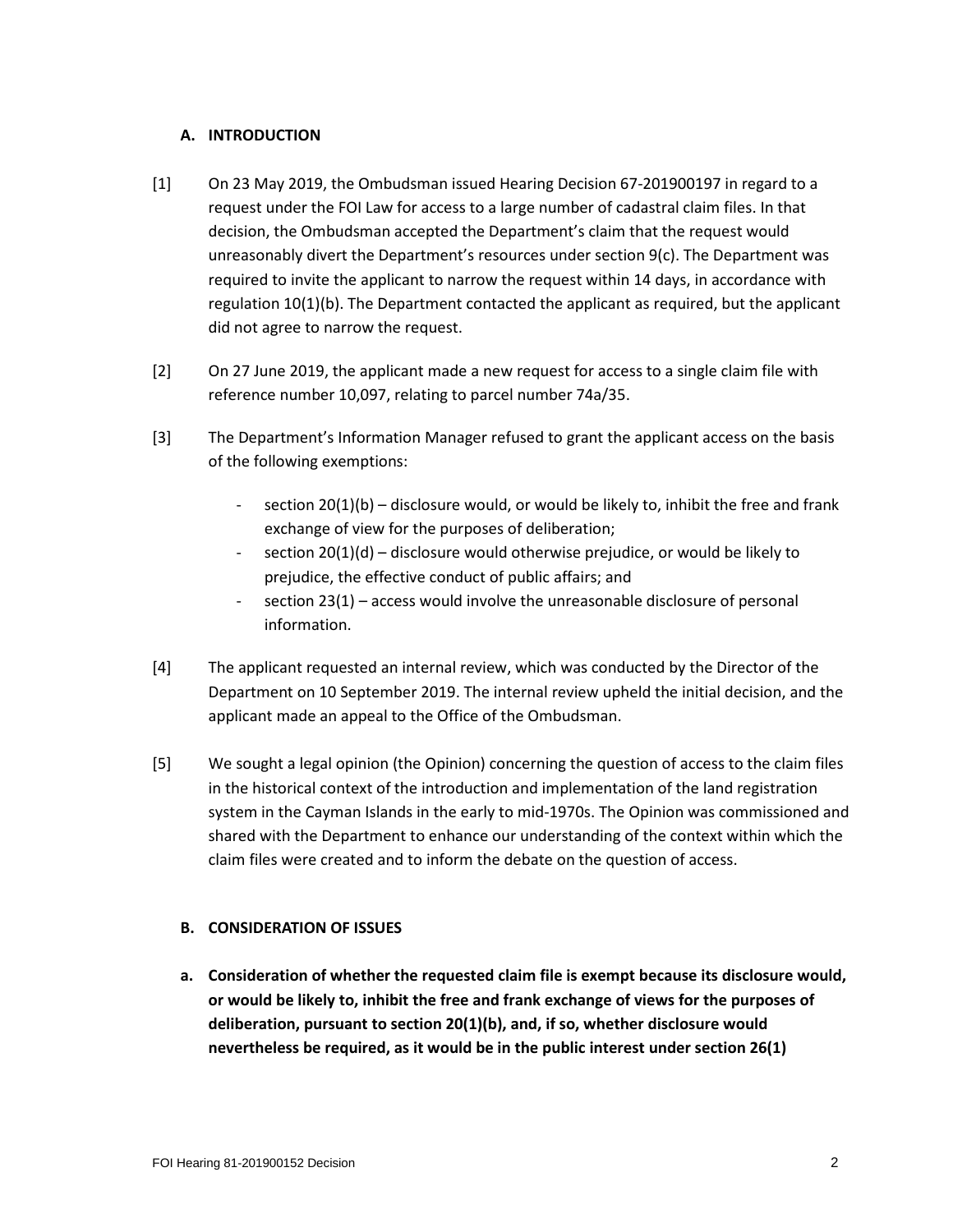## A. INTRODUCTION

[1] On 23 May 2019, the Ombudsman issued Hearing Decision 67-201900197 in regard to a request under the FOI Law for access to a large number of cadastral claim files. In that decision, the Ombudsman accepted the Department's claim that the request would unreasonably divert the Department's resources under section 9(c). The Department was required to invite the applicant to narrow the request within 14 days, in accordance with regulation 10(1)(b). The Department contacted the applicant as required, but the applicant did not agree to narrow the request.

[2] On 27 June 2019, the applicant made a new request for access to a single claim file with reference number 10,097, relating to parcel number 74a/35.

[3] The Department's Information Manager refused to grant the applicant access on the basis of the following exemptions:

- section 20(1)(b) – disclosure would, or would be likely to, inhibit the free and frank exchange of view for the purposes of deliberation;
- section 20(1)(d) – disclosure would otherwise prejudice, or would be likely to prejudice, the effective conduct of public affairs; and
- section 23(1) – access would involve the unreasonable disclosure of personal information.

[4] The applicant requested an internal review, which was conducted by the Director of the Department on 10 September 2019. The internal review upheld the initial decision, and the applicant made an appeal to the Office of the Ombudsman.

[5] We sought a legal opinion (the Opinion) concerning the question of access to the claim files in the historical context of the introduction and implementation of the land registration system in the Cayman Islands in the early to mid-1970s. The Opinion was commissioned and shared with the Department to enhance our understanding of the context within which the claim files were created and to inform the debate on the question of access.

## B. CONSIDERATION OF ISSUES

### a. Consideration of whether the requested claim file is exempt because its disclosure would, or would be likely to, inhibit the free and frank exchange of views for the purposes of deliberation, pursuant to section 20(1)(b), and, if so, whether disclosure would nevertheless be required, as it would be in the public interest under section 26(1)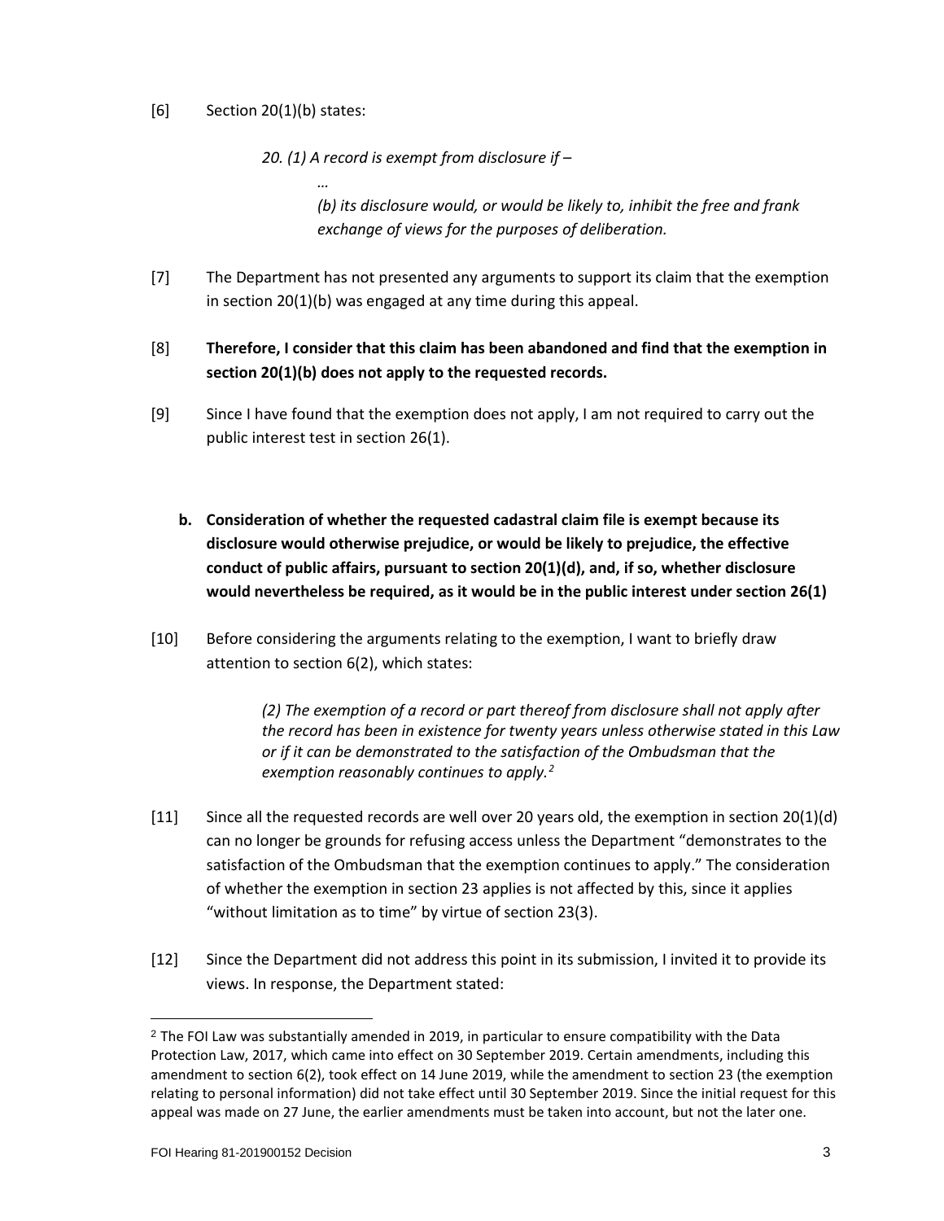[6] Section 20(1)(b) states:

> *20. (1) A record is exempt from disclosure if –*
>
> *…*
>
> *(b) its disclosure would, or would be likely to, inhibit the free and frank exchange of views for the purposes of deliberation.*

[7] The Department has not presented any arguments to support its claim that the exemption in section 20(1)(b) was engaged at any time during this appeal.

[8] **Therefore, I consider that this claim has been abandoned and find that the exemption in section 20(1)(b) does not apply to the requested records.**

[9] Since I have found that the exemption does not apply, I am not required to carry out the public interest test in section 26(1).

**b. Consideration of whether the requested cadastral claim file is exempt because its disclosure would otherwise prejudice, or would be likely to prejudice, the effective conduct of public affairs, pursuant to section 20(1)(d), and, if so, whether disclosure would nevertheless be required, as it would be in the public interest under section 26(1)**

[10] Before considering the arguments relating to the exemption, I want to briefly draw attention to section 6(2), which states:

> *(2) The exemption of a record or part thereof from disclosure shall not apply after the record has been in existence for twenty years unless otherwise stated in this Law or if it can be demonstrated to the satisfaction of the Ombudsman that the exemption reasonably continues to apply.*[2]

[11] Since all the requested records are well over 20 years old, the exemption in section 20(1)(d) can no longer be grounds for refusing access unless the Department "demonstrates to the satisfaction of the Ombudsman that the exemption continues to apply." The consideration of whether the exemption in section 23 applies is not affected by this, since it applies "without limitation as to time" by virtue of section 23(3).

[12] Since the Department did not address this point in its submission, I invited it to provide its views. In response, the Department stated:

---

[2] The FOI Law was substantially amended in 2019, in particular to ensure compatibility with the Data Protection Law, 2017, which came into effect on 30 September 2019. Certain amendments, including this amendment to section 6(2), took effect on 14 June 2019, while the amendment to section 23 (the exemption relating to personal information) did not take effect until 30 September 2019. Since the initial request for this appeal was made on 27 June, the earlier amendments must be taken into account, but not the later one.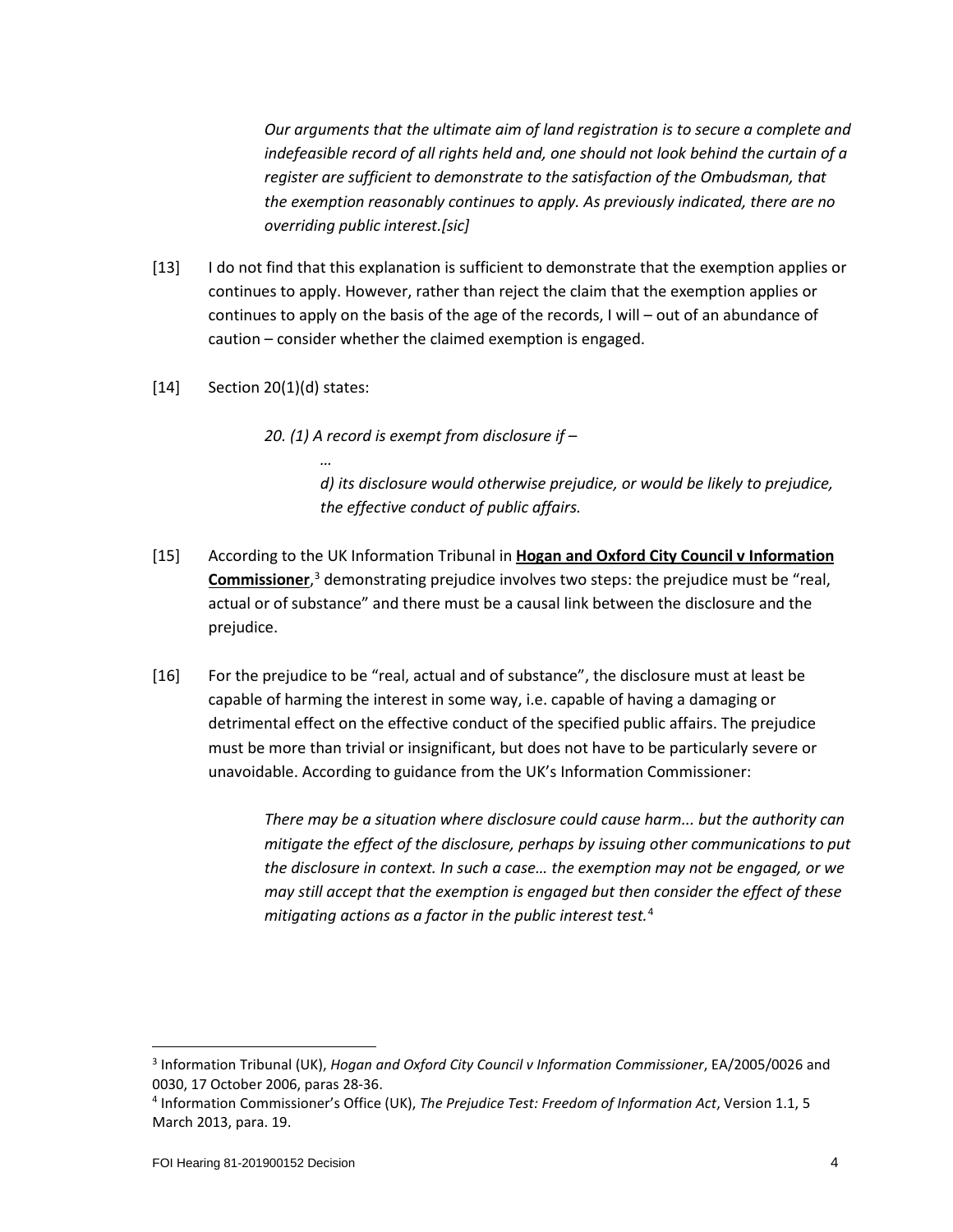> *Our arguments that the ultimate aim of land registration is to secure a complete and indefeasible record of all rights held and, one should not look behind the curtain of a register are sufficient to demonstrate to the satisfaction of the Ombudsman, that the exemption reasonably continues to apply. As previously indicated, there are no overriding public interest.[sic]*

[13] I do not find that this explanation is sufficient to demonstrate that the exemption applies or continues to apply. However, rather than reject the claim that the exemption applies or continues to apply on the basis of the age of the records, I will – out of an abundance of caution – consider whether the claimed exemption is engaged.

[14] Section 20(1)(d) states:

> *20. (1) A record is exempt from disclosure if –*
>
> *…*
>
> *d) its disclosure would otherwise prejudice, or would be likely to prejudice, the effective conduct of public affairs.*

[15] According to the UK Information Tribunal in **Hogan and Oxford City Council v Information Commissioner**,[3] demonstrating prejudice involves two steps: the prejudice must be "real, actual or of substance" and there must be a causal link between the disclosure and the prejudice.

[16] For the prejudice to be "real, actual and of substance", the disclosure must at least be capable of harming the interest in some way, i.e. capable of having a damaging or detrimental effect on the effective conduct of the specified public affairs. The prejudice must be more than trivial or insignificant, but does not have to be particularly severe or unavoidable. According to guidance from the UK's Information Commissioner:

> *There may be a situation where disclosure could cause harm... but the authority can mitigate the effect of the disclosure, perhaps by issuing other communications to put the disclosure in context. In such a case… the exemption may not be engaged, or we may still accept that the exemption is engaged but then consider the effect of these mitigating actions as a factor in the public interest test.*[4]

---

[3] Information Tribunal (UK), *Hogan and Oxford City Council v Information Commissioner*, EA/2005/0026 and 0030, 17 October 2006, paras 28-36.

[4] Information Commissioner's Office (UK), *The Prejudice Test: Freedom of Information Act*, Version 1.1, 5 March 2013, para. 19.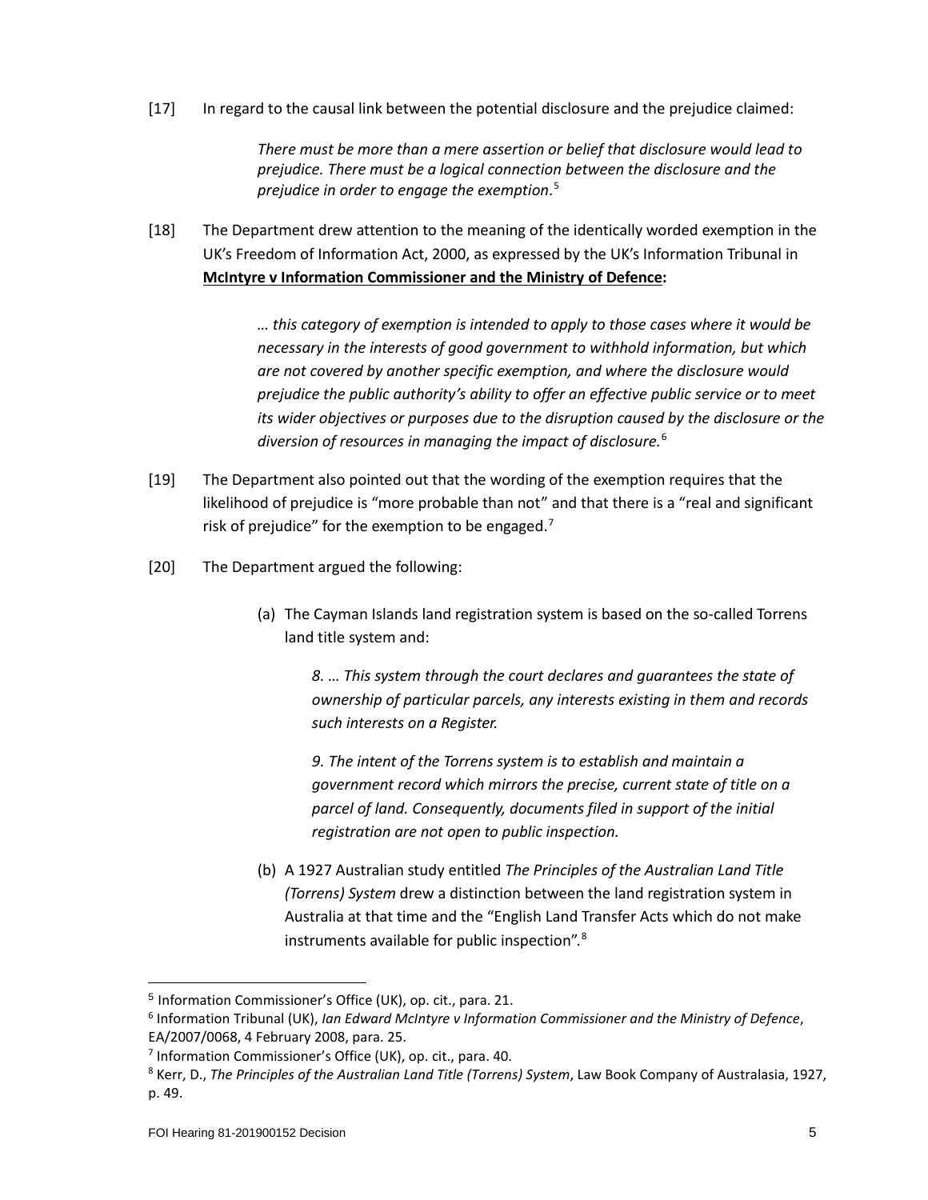[17] In regard to the causal link between the potential disclosure and the prejudice claimed:

> *There must be more than a mere assertion or belief that disclosure would lead to prejudice. There must be a logical connection between the disclosure and the prejudice in order to engage the exemption*.[5]

[18] The Department drew attention to the meaning of the identically worded exemption in the UK's Freedom of Information Act, 2000, as expressed by the UK's Information Tribunal in **McIntyre v Information Commissioner and the Ministry of Defence:**

> *… this category of exemption is intended to apply to those cases where it would be necessary in the interests of good government to withhold information, but which are not covered by another specific exemption, and where the disclosure would prejudice the public authority's ability to offer an effective public service or to meet its wider objectives or purposes due to the disruption caused by the disclosure or the diversion of resources in managing the impact of disclosure.*[6]

[19] The Department also pointed out that the wording of the exemption requires that the likelihood of prejudice is "more probable than not" and that there is a "real and significant risk of prejudice" for the exemption to be engaged.[7]

[20] The Department argued the following:

(a) The Cayman Islands land registration system is based on the so-called Torrens land title system and:

> *8. … This system through the court declares and guarantees the state of ownership of particular parcels, any interests existing in them and records such interests on a Register.*
>
> *9. The intent of the Torrens system is to establish and maintain a government record which mirrors the precise, current state of title on a parcel of land. Consequently, documents filed in support of the initial registration are not open to public inspection.*

(b) A 1927 Australian study entitled *The Principles of the Australian Land Title (Torrens) System* drew a distinction between the land registration system in Australia at that time and the "English Land Transfer Acts which do not make instruments available for public inspection".[8]

---

[5] Information Commissioner's Office (UK), op. cit., para. 21.

[6] Information Tribunal (UK), *Ian Edward McIntyre v Information Commissioner and the Ministry of Defence*, EA/2007/0068, 4 February 2008, para. 25.

[7] Information Commissioner's Office (UK), op. cit., para. 40.

[8] Kerr, D., *The Principles of the Australian Land Title (Torrens) System*, Law Book Company of Australasia, 1927, p. 49.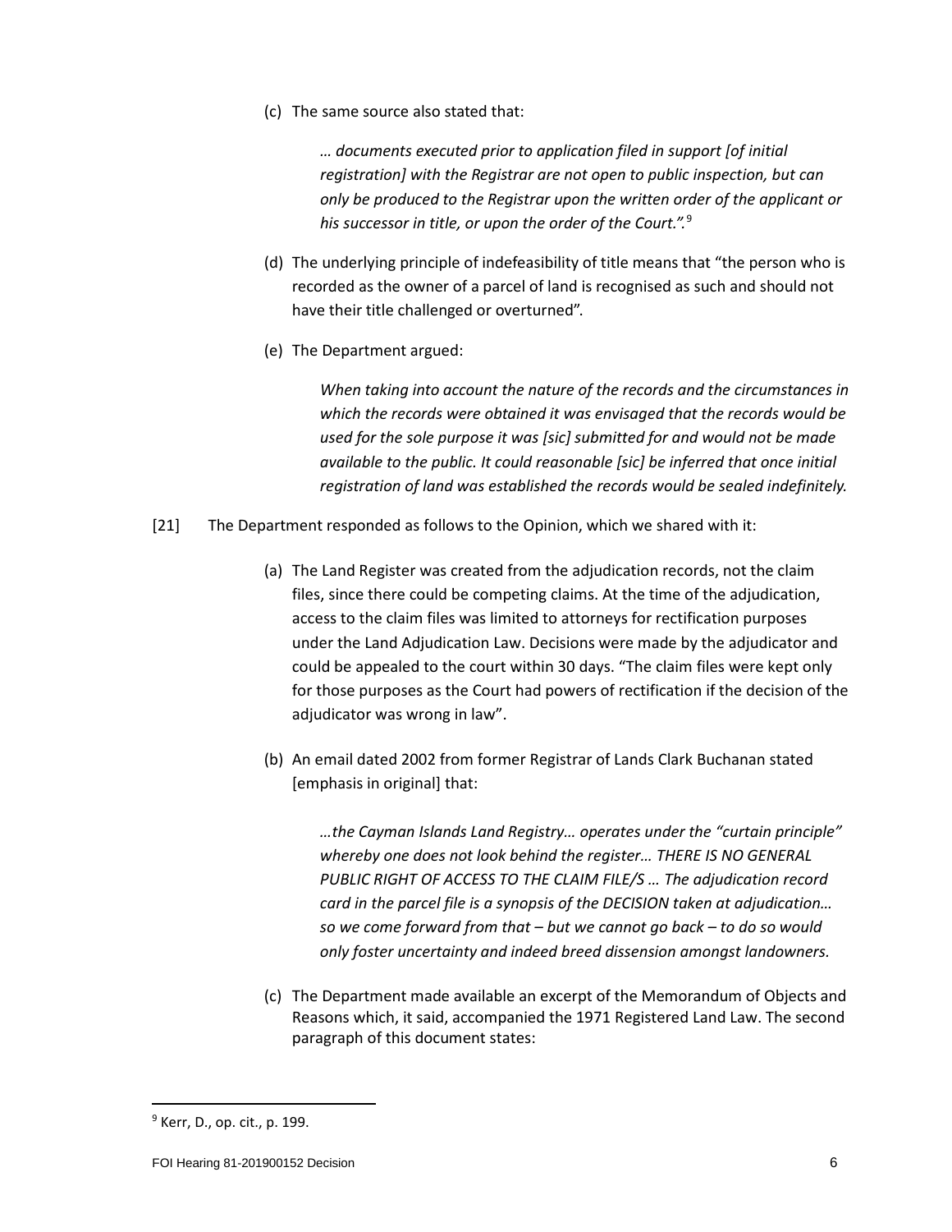(c) The same source also stated that:

> *… documents executed prior to application filed in support [of initial registration] with the Registrar are not open to public inspection, but can only be produced to the Registrar upon the written order of the applicant or his successor in title, or upon the order of the Court.".*[9]

(d) The underlying principle of indefeasibility of title means that "the person who is recorded as the owner of a parcel of land is recognised as such and should not have their title challenged or overturned".

(e) The Department argued:

> *When taking into account the nature of the records and the circumstances in which the records were obtained it was envisaged that the records would be used for the sole purpose it was [sic] submitted for and would not be made available to the public. It could reasonable [sic] be inferred that once initial registration of land was established the records would be sealed indefinitely.*

[21] The Department responded as follows to the Opinion, which we shared with it:

(a) The Land Register was created from the adjudication records, not the claim files, since there could be competing claims. At the time of the adjudication, access to the claim files was limited to attorneys for rectification purposes under the Land Adjudication Law. Decisions were made by the adjudicator and could be appealed to the court within 30 days. "The claim files were kept only for those purposes as the Court had powers of rectification if the decision of the adjudicator was wrong in law".

(b) An email dated 2002 from former Registrar of Lands Clark Buchanan stated [emphasis in original] that:

> *…the Cayman Islands Land Registry… operates under the "curtain principle" whereby one does not look behind the register… THERE IS NO GENERAL PUBLIC RIGHT OF ACCESS TO THE CLAIM FILE/S … The adjudication record card in the parcel file is a synopsis of the DECISION taken at adjudication… so we come forward from that – but we cannot go back – to do so would only foster uncertainty and indeed breed dissension amongst landowners.*

(c) The Department made available an excerpt of the Memorandum of Objects and Reasons which, it said, accompanied the 1971 Registered Land Law. The second paragraph of this document states:

---

[9] Kerr, D., op. cit., p. 199.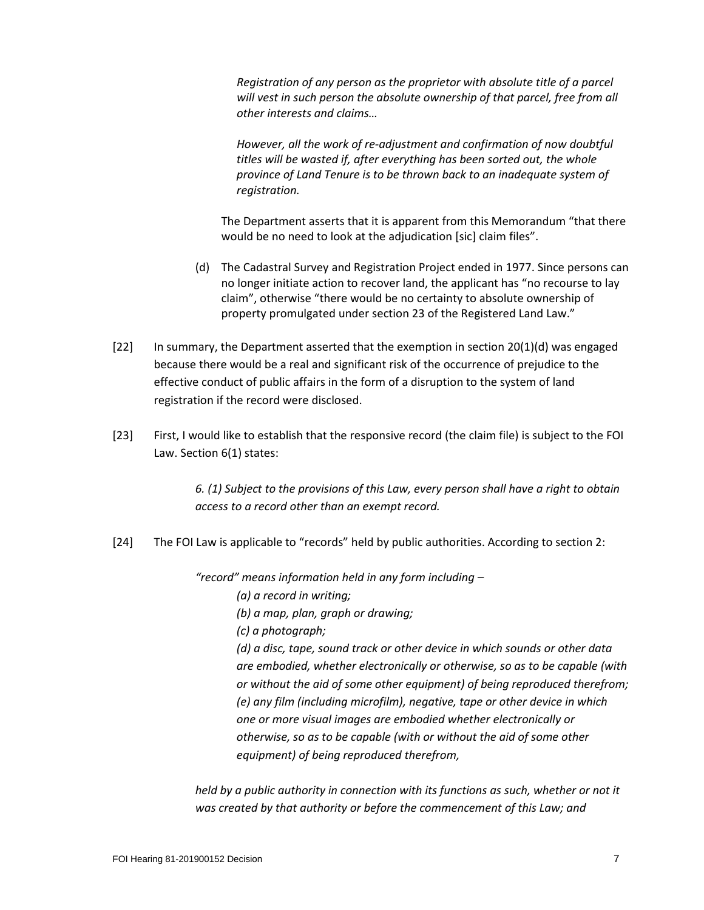> *Registration of any person as the proprietor with absolute title of a parcel will vest in such person the absolute ownership of that parcel, free from all other interests and claims…*
>
> *However, all the work of re-adjustment and confirmation of now doubtful titles will be wasted if, after everything has been sorted out, the whole province of Land Tenure is to be thrown back to an inadequate system of registration.*

The Department asserts that it is apparent from this Memorandum "that there would be no need to look at the adjudication [sic] claim files".

(d) The Cadastral Survey and Registration Project ended in 1977. Since persons can no longer initiate action to recover land, the applicant has "no recourse to lay claim", otherwise "there would be no certainty to absolute ownership of property promulgated under section 23 of the Registered Land Law."

[22] In summary, the Department asserted that the exemption in section 20(1)(d) was engaged because there would be a real and significant risk of the occurrence of prejudice to the effective conduct of public affairs in the form of a disruption to the system of land registration if the record were disclosed.

[23] First, I would like to establish that the responsive record (the claim file) is subject to the FOI Law. Section 6(1) states:

> *6. (1) Subject to the provisions of this Law, every person shall have a right to obtain access to a record other than an exempt record.*

[24] The FOI Law is applicable to "records" held by public authorities. According to section 2:

> *"record" means information held in any form including –*
>
> *(a) a record in writing;*
>
> *(b) a map, plan, graph or drawing;*
>
> *(c) a photograph;*
>
> *(d) a disc, tape, sound track or other device in which sounds or other data are embodied, whether electronically or otherwise, so as to be capable (with or without the aid of some other equipment) of being reproduced therefrom;*
>
> *(e) any film (including microfilm), negative, tape or other device in which one or more visual images are embodied whether electronically or otherwise, so as to be capable (with or without the aid of some other equipment) of being reproduced therefrom,*
>
> *held by a public authority in connection with its functions as such, whether or not it was created by that authority or before the commencement of this Law; and*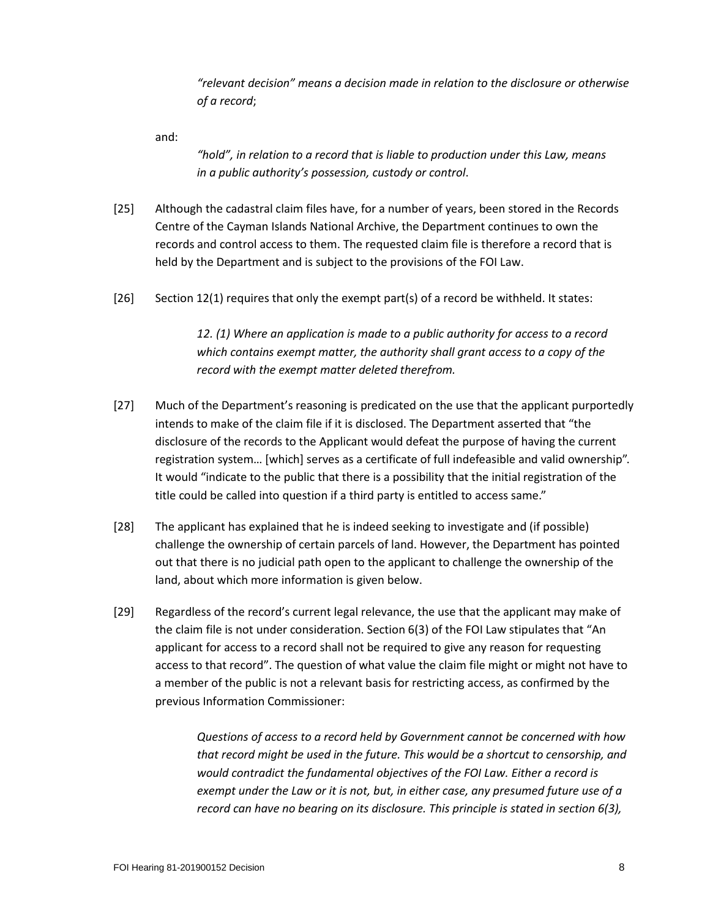> *"relevant decision" means a decision made in relation to the disclosure or otherwise of a record*;

and:

> *"hold", in relation to a record that is liable to production under this Law, means in a public authority's possession, custody or control*.

[25] Although the cadastral claim files have, for a number of years, been stored in the Records Centre of the Cayman Islands National Archive, the Department continues to own the records and control access to them. The requested claim file is therefore a record that is held by the Department and is subject to the provisions of the FOI Law.

[26] Section 12(1) requires that only the exempt part(s) of a record be withheld. It states:

> *12. (1) Where an application is made to a public authority for access to a record which contains exempt matter, the authority shall grant access to a copy of the record with the exempt matter deleted therefrom.*

[27] Much of the Department's reasoning is predicated on the use that the applicant purportedly intends to make of the claim file if it is disclosed. The Department asserted that "the disclosure of the records to the Applicant would defeat the purpose of having the current registration system… [which] serves as a certificate of full indefeasible and valid ownership". It would "indicate to the public that there is a possibility that the initial registration of the title could be called into question if a third party is entitled to access same."

[28] The applicant has explained that he is indeed seeking to investigate and (if possible) challenge the ownership of certain parcels of land. However, the Department has pointed out that there is no judicial path open to the applicant to challenge the ownership of the land, about which more information is given below.

[29] Regardless of the record's current legal relevance, the use that the applicant may make of the claim file is not under consideration. Section 6(3) of the FOI Law stipulates that "An applicant for access to a record shall not be required to give any reason for requesting access to that record". The question of what value the claim file might or might not have to a member of the public is not a relevant basis for restricting access, as confirmed by the previous Information Commissioner:

> *Questions of access to a record held by Government cannot be concerned with how that record might be used in the future. This would be a shortcut to censorship, and would contradict the fundamental objectives of the FOI Law. Either a record is exempt under the Law or it is not, but, in either case, any presumed future use of a record can have no bearing on its disclosure. This principle is stated in section 6(3),*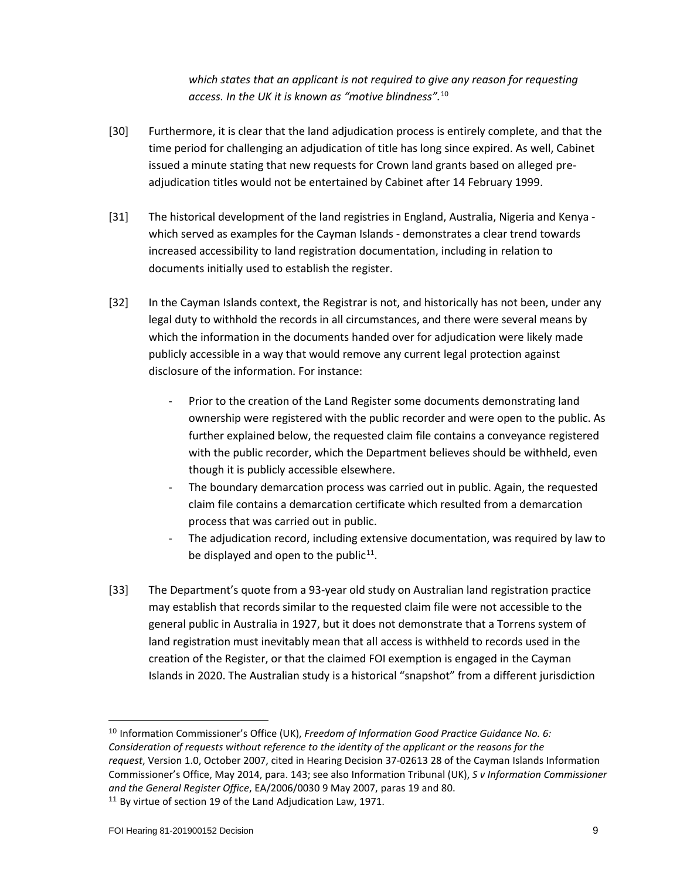*which states that an applicant is not required to give any reason for requesting access. In the UK it is known as "motive blindness".*[10]

[30] Furthermore, it is clear that the land adjudication process is entirely complete, and that the time period for challenging an adjudication of title has long since expired. As well, Cabinet issued a minute stating that new requests for Crown land grants based on alleged pre-adjudication titles would not be entertained by Cabinet after 14 February 1999.

[31] The historical development of the land registries in England, Australia, Nigeria and Kenya - which served as examples for the Cayman Islands - demonstrates a clear trend towards increased accessibility to land registration documentation, including in relation to documents initially used to establish the register.

[32] In the Cayman Islands context, the Registrar is not, and historically has not been, under any legal duty to withhold the records in all circumstances, and there were several means by which the information in the documents handed over for adjudication were likely made publicly accessible in a way that would remove any current legal protection against disclosure of the information. For instance:

- Prior to the creation of the Land Register some documents demonstrating land ownership were registered with the public recorder and were open to the public. As further explained below, the requested claim file contains a conveyance registered with the public recorder, which the Department believes should be withheld, even though it is publicly accessible elsewhere.
- The boundary demarcation process was carried out in public. Again, the requested claim file contains a demarcation certificate which resulted from a demarcation process that was carried out in public.
- The adjudication record, including extensive documentation, was required by law to be displayed and open to the public[11].

[33] The Department's quote from a 93-year old study on Australian land registration practice may establish that records similar to the requested claim file were not accessible to the general public in Australia in 1927, but it does not demonstrate that a Torrens system of land registration must inevitably mean that all access is withheld to records used in the creation of the Register, or that the claimed FOI exemption is engaged in the Cayman Islands in 2020. The Australian study is a historical "snapshot" from a different jurisdiction

---

[10] Information Commissioner's Office (UK), *Freedom of Information Good Practice Guidance No. 6: Consideration of requests without reference to the identity of the applicant or the reasons for the request*, Version 1.0, October 2007, cited in Hearing Decision 37-02613 28 of the Cayman Islands Information Commissioner's Office, May 2014, para. 143; see also Information Tribunal (UK), *S v Information Commissioner and the General Register Office*, EA/2006/0030 9 May 2007, paras 19 and 80.

[11] By virtue of section 19 of the Land Adjudication Law, 1971.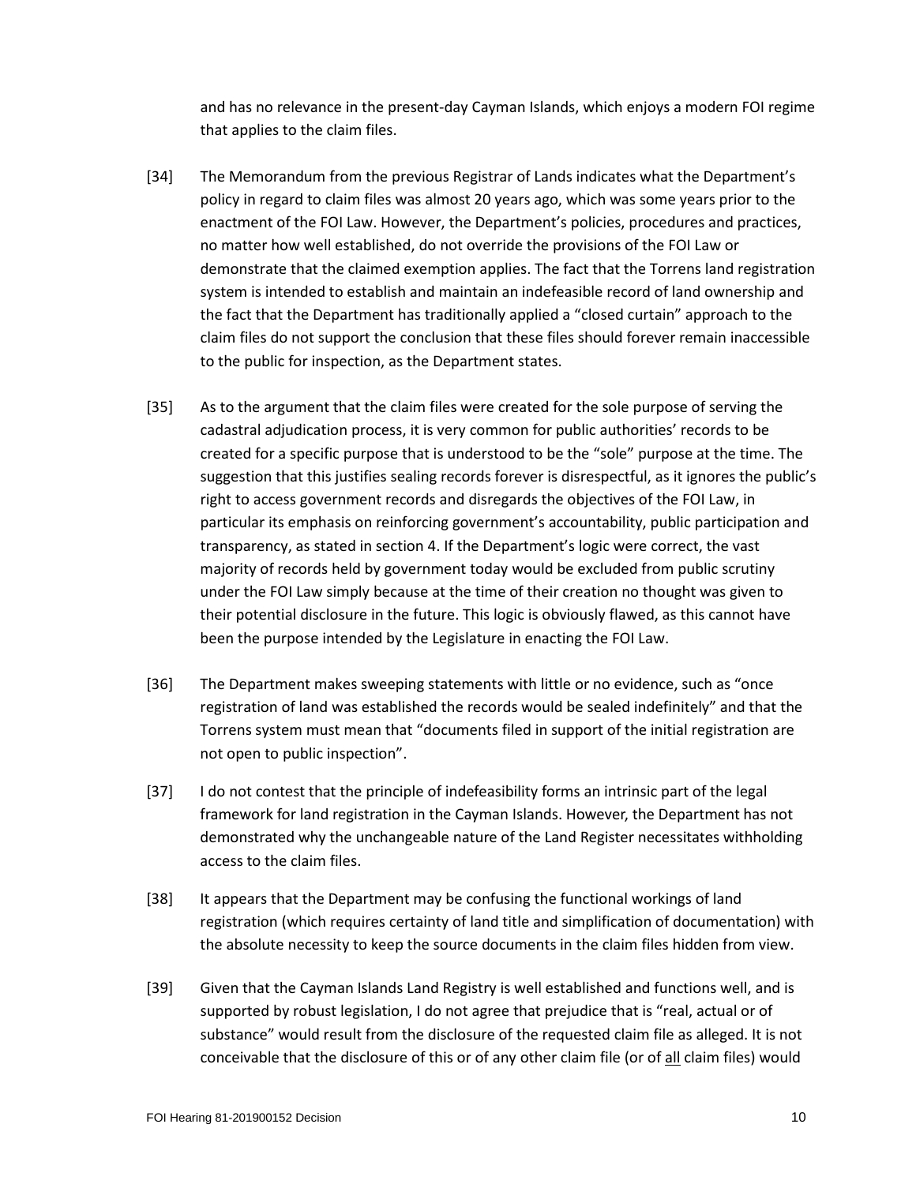and has no relevance in the present-day Cayman Islands, which enjoys a modern FOI regime that applies to the claim files.

[34] The Memorandum from the previous Registrar of Lands indicates what the Department's policy in regard to claim files was almost 20 years ago, which was some years prior to the enactment of the FOI Law. However, the Department's policies, procedures and practices, no matter how well established, do not override the provisions of the FOI Law or demonstrate that the claimed exemption applies. The fact that the Torrens land registration system is intended to establish and maintain an indefeasible record of land ownership and the fact that the Department has traditionally applied a "closed curtain" approach to the claim files do not support the conclusion that these files should forever remain inaccessible to the public for inspection, as the Department states.

[35] As to the argument that the claim files were created for the sole purpose of serving the cadastral adjudication process, it is very common for public authorities' records to be created for a specific purpose that is understood to be the "sole" purpose at the time. The suggestion that this justifies sealing records forever is disrespectful, as it ignores the public's right to access government records and disregards the objectives of the FOI Law, in particular its emphasis on reinforcing government's accountability, public participation and transparency, as stated in section 4. If the Department's logic were correct, the vast majority of records held by government today would be excluded from public scrutiny under the FOI Law simply because at the time of their creation no thought was given to their potential disclosure in the future. This logic is obviously flawed, as this cannot have been the purpose intended by the Legislature in enacting the FOI Law.

[36] The Department makes sweeping statements with little or no evidence, such as "once registration of land was established the records would be sealed indefinitely" and that the Torrens system must mean that "documents filed in support of the initial registration are not open to public inspection".

[37] I do not contest that the principle of indefeasibility forms an intrinsic part of the legal framework for land registration in the Cayman Islands. However, the Department has not demonstrated why the unchangeable nature of the Land Register necessitates withholding access to the claim files.

[38] It appears that the Department may be confusing the functional workings of land registration (which requires certainty of land title and simplification of documentation) with the absolute necessity to keep the source documents in the claim files hidden from view.

[39] Given that the Cayman Islands Land Registry is well established and functions well, and is supported by robust legislation, I do not agree that prejudice that is "real, actual or of substance" would result from the disclosure of the requested claim file as alleged. It is not conceivable that the disclosure of this or of any other claim file (or of <u>all</u> claim files) would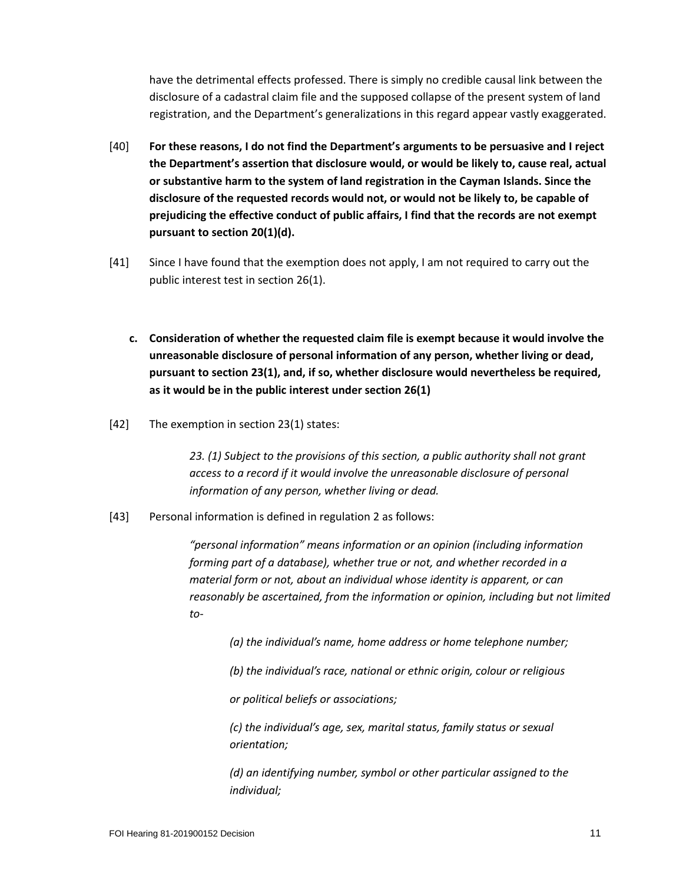have the detrimental effects professed. There is simply no credible causal link between the disclosure of a cadastral claim file and the supposed collapse of the present system of land registration, and the Department's generalizations in this regard appear vastly exaggerated.

[40] **For these reasons, I do not find the Department's arguments to be persuasive and I reject the Department's assertion that disclosure would, or would be likely to, cause real, actual or substantive harm to the system of land registration in the Cayman Islands. Since the disclosure of the requested records would not, or would not be likely to, be capable of prejudicing the effective conduct of public affairs, I find that the records are not exempt pursuant to section 20(1)(d).**

[41] Since I have found that the exemption does not apply, I am not required to carry out the public interest test in section 26(1).

**c. Consideration of whether the requested claim file is exempt because it would involve the unreasonable disclosure of personal information of any person, whether living or dead, pursuant to section 23(1), and, if so, whether disclosure would nevertheless be required, as it would be in the public interest under section 26(1)**

[42] The exemption in section 23(1) states:

> *23. (1) Subject to the provisions of this section, a public authority shall not grant access to a record if it would involve the unreasonable disclosure of personal information of any person, whether living or dead.*

[43] Personal information is defined in regulation 2 as follows:

> *"personal information" means information or an opinion (including information forming part of a database), whether true or not, and whether recorded in a material form or not, about an individual whose identity is apparent, or can reasonably be ascertained, from the information or opinion, including but not limited to-*
>
> *(a) the individual's name, home address or home telephone number;*
>
> *(b) the individual's race, national or ethnic origin, colour or religious or political beliefs or associations;*
>
> *(c) the individual's age, sex, marital status, family status or sexual orientation;*
>
> *(d) an identifying number, symbol or other particular assigned to the individual;*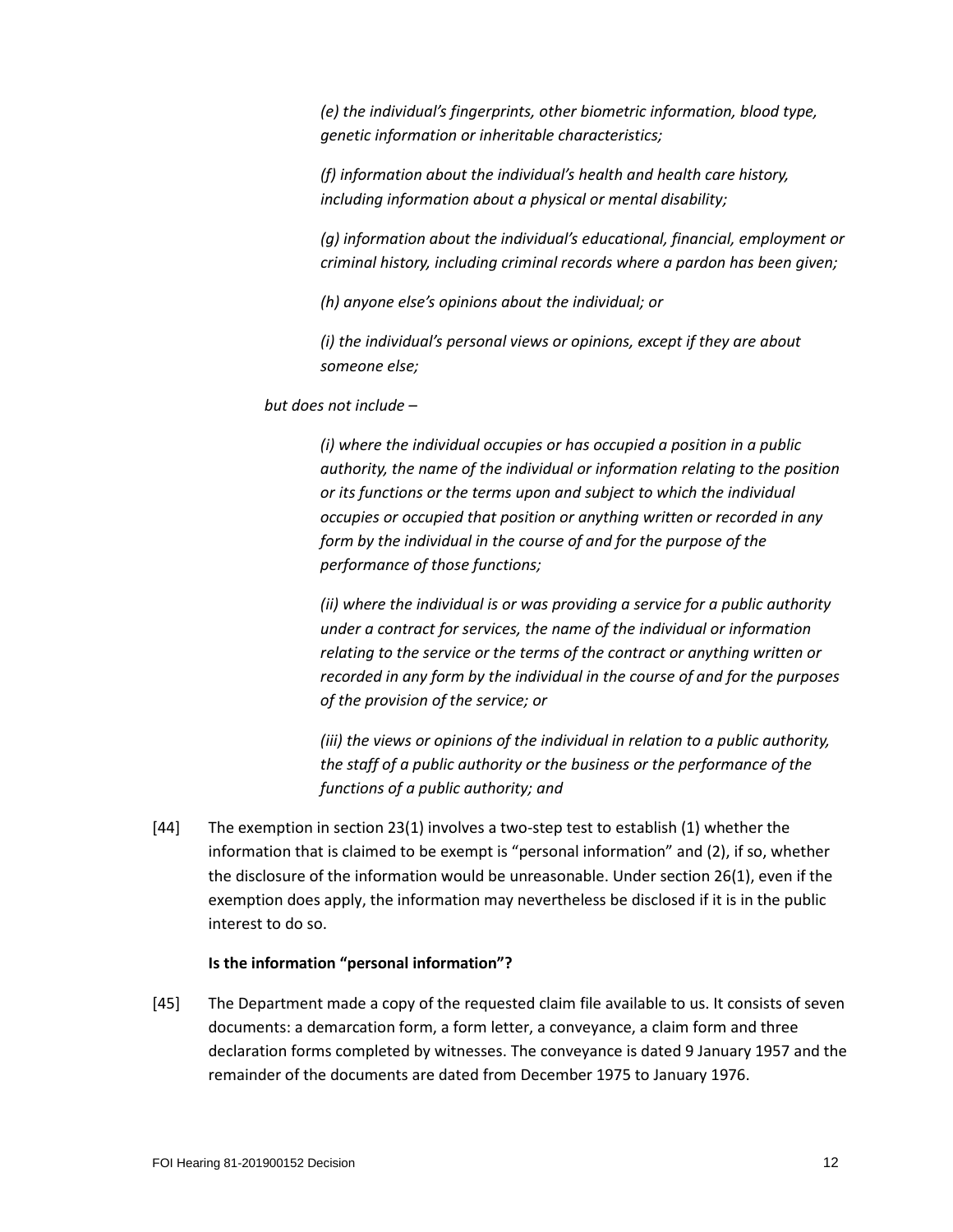*(e) the individual's fingerprints, other biometric information, blood type, genetic information or inheritable characteristics;*

*(f) information about the individual's health and health care history, including information about a physical or mental disability;*

*(g) information about the individual's educational, financial, employment or criminal history, including criminal records where a pardon has been given;*

*(h) anyone else's opinions about the individual; or*

*(i) the individual's personal views or opinions, except if they are about someone else;*

*but does not include –*

*(i) where the individual occupies or has occupied a position in a public authority, the name of the individual or information relating to the position or its functions or the terms upon and subject to which the individual occupies or occupied that position or anything written or recorded in any form by the individual in the course of and for the purpose of the performance of those functions;*

*(ii) where the individual is or was providing a service for a public authority under a contract for services, the name of the individual or information relating to the service or the terms of the contract or anything written or recorded in any form by the individual in the course of and for the purposes of the provision of the service; or*

*(iii) the views or opinions of the individual in relation to a public authority, the staff of a public authority or the business or the performance of the functions of a public authority; and*

[44] The exemption in section 23(1) involves a two-step test to establish (1) whether the information that is claimed to be exempt is "personal information" and (2), if so, whether the disclosure of the information would be unreasonable. Under section 26(1), even if the exemption does apply, the information may nevertheless be disclosed if it is in the public interest to do so.

**Is the information "personal information"?**

[45] The Department made a copy of the requested claim file available to us. It consists of seven documents: a demarcation form, a form letter, a conveyance, a claim form and three declaration forms completed by witnesses. The conveyance is dated 9 January 1957 and the remainder of the documents are dated from December 1975 to January 1976.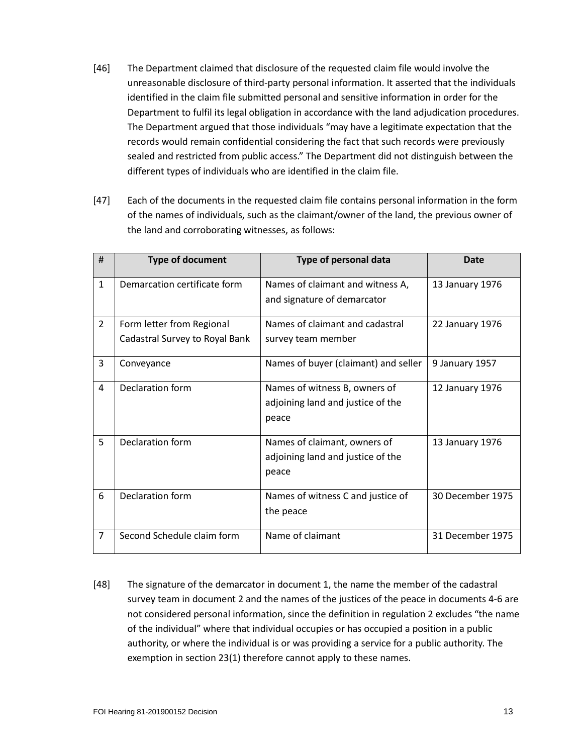[46] The Department claimed that disclosure of the requested claim file would involve the unreasonable disclosure of third-party personal information. It asserted that the individuals identified in the claim file submitted personal and sensitive information in order for the Department to fulfil its legal obligation in accordance with the land adjudication procedures. The Department argued that those individuals "may have a legitimate expectation that the records would remain confidential considering the fact that such records were previously sealed and restricted from public access." The Department did not distinguish between the different types of individuals who are identified in the claim file.

[47] Each of the documents in the requested claim file contains personal information in the form of the names of individuals, such as the claimant/owner of the land, the previous owner of the land and corroborating witnesses, as follows:

| # | Type of document | Type of personal data | Date |
|---|---|---|---|
| 1 | Demarcation certificate form | Names of claimant and witness A, and signature of demarcator | 13 January 1976 |
| 2 | Form letter from Regional Cadastral Survey to Royal Bank | Names of claimant and cadastral survey team member | 22 January 1976 |
| 3 | Conveyance | Names of buyer (claimant) and seller | 9 January 1957 |
| 4 | Declaration form | Names of witness B, owners of adjoining land and justice of the peace | 12 January 1976 |
| 5 | Declaration form | Names of claimant, owners of adjoining land and justice of the peace | 13 January 1976 |
| 6 | Declaration form | Names of witness C and justice of the peace | 30 December 1975 |
| 7 | Second Schedule claim form | Name of claimant | 31 December 1975 |

[48] The signature of the demarcator in document 1, the name the member of the cadastral survey team in document 2 and the names of the justices of the peace in documents 4-6 are not considered personal information, since the definition in regulation 2 excludes "the name of the individual" where that individual occupies or has occupied a position in a public authority, or where the individual is or was providing a service for a public authority. The exemption in section 23(1) therefore cannot apply to these names.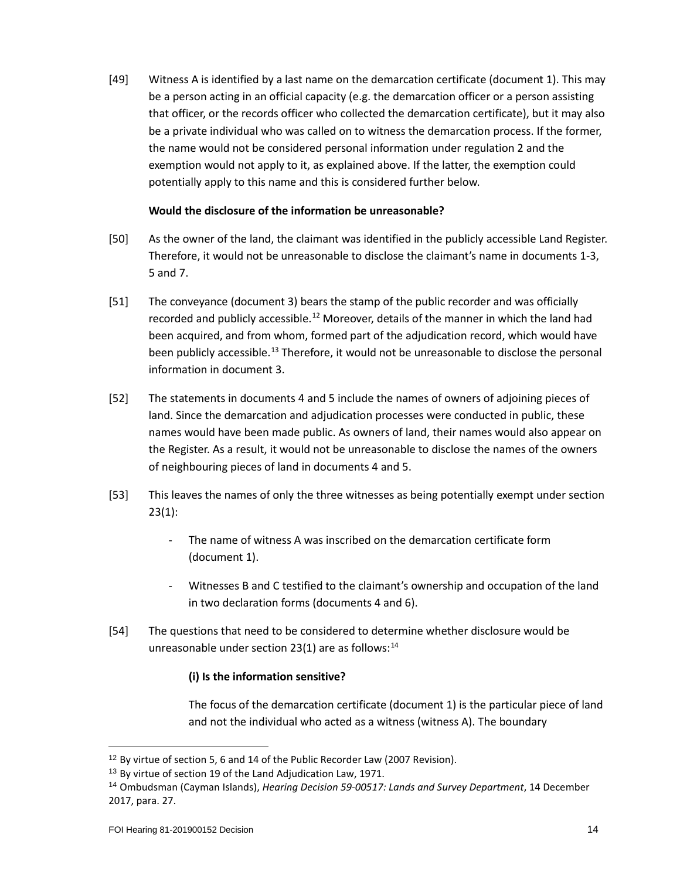[49] Witness A is identified by a last name on the demarcation certificate (document 1). This may be a person acting in an official capacity (e.g. the demarcation officer or a person assisting that officer, or the records officer who collected the demarcation certificate), but it may also be a private individual who was called on to witness the demarcation process. If the former, the name would not be considered personal information under regulation 2 and the exemption would not apply to it, as explained above. If the latter, the exemption could potentially apply to this name and this is considered further below.

**Would the disclosure of the information be unreasonable?**

[50] As the owner of the land, the claimant was identified in the publicly accessible Land Register. Therefore, it would not be unreasonable to disclose the claimant's name in documents 1-3, 5 and 7.

[51] The conveyance (document 3) bears the stamp of the public recorder and was officially recorded and publicly accessible.[12] Moreover, details of the manner in which the land had been acquired, and from whom, formed part of the adjudication record, which would have been publicly accessible.[13] Therefore, it would not be unreasonable to disclose the personal information in document 3.

[52] The statements in documents 4 and 5 include the names of owners of adjoining pieces of land. Since the demarcation and adjudication processes were conducted in public, these names would have been made public. As owners of land, their names would also appear on the Register. As a result, it would not be unreasonable to disclose the names of the owners of neighbouring pieces of land in documents 4 and 5.

[53] This leaves the names of only the three witnesses as being potentially exempt under section 23(1):

- The name of witness A was inscribed on the demarcation certificate form (document 1).
- Witnesses B and C testified to the claimant's ownership and occupation of the land in two declaration forms (documents 4 and 6).

[54] The questions that need to be considered to determine whether disclosure would be unreasonable under section 23(1) are as follows:[14]

**(i) Is the information sensitive?**

The focus of the demarcation certificate (document 1) is the particular piece of land and not the individual who acted as a witness (witness A). The boundary

---

[12] By virtue of section 5, 6 and 14 of the Public Recorder Law (2007 Revision).

[13] By virtue of section 19 of the Land Adjudication Law, 1971.

[14] Ombudsman (Cayman Islands), *Hearing Decision 59-00517: Lands and Survey Department*, 14 December 2017, para. 27.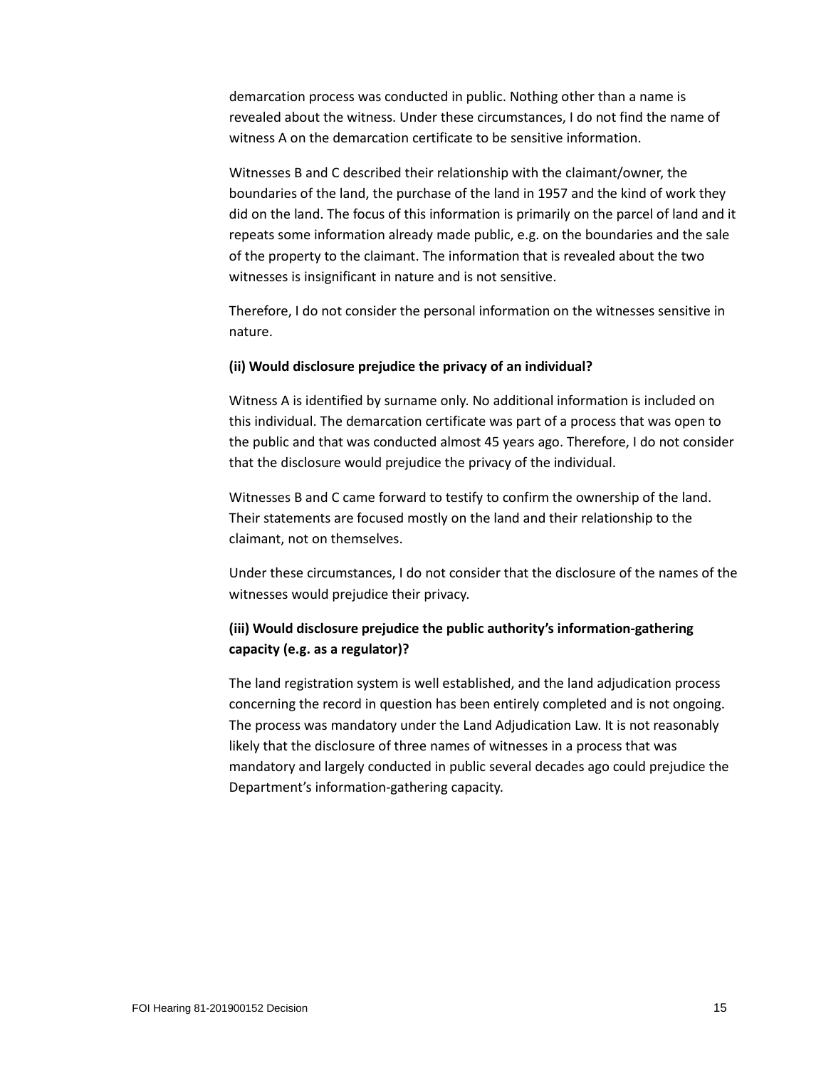demarcation process was conducted in public. Nothing other than a name is revealed about the witness. Under these circumstances, I do not find the name of witness A on the demarcation certificate to be sensitive information.

Witnesses B and C described their relationship with the claimant/owner, the boundaries of the land, the purchase of the land in 1957 and the kind of work they did on the land. The focus of this information is primarily on the parcel of land and it repeats some information already made public, e.g. on the boundaries and the sale of the property to the claimant. The information that is revealed about the two witnesses is insignificant in nature and is not sensitive.

Therefore, I do not consider the personal information on the witnesses sensitive in nature.

**(ii) Would disclosure prejudice the privacy of an individual?**

Witness A is identified by surname only. No additional information is included on this individual. The demarcation certificate was part of a process that was open to the public and that was conducted almost 45 years ago. Therefore, I do not consider that the disclosure would prejudice the privacy of the individual.

Witnesses B and C came forward to testify to confirm the ownership of the land. Their statements are focused mostly on the land and their relationship to the claimant, not on themselves.

Under these circumstances, I do not consider that the disclosure of the names of the witnesses would prejudice their privacy.

**(iii) Would disclosure prejudice the public authority's information-gathering capacity (e.g. as a regulator)?**

The land registration system is well established, and the land adjudication process concerning the record in question has been entirely completed and is not ongoing. The process was mandatory under the Land Adjudication Law. It is not reasonably likely that the disclosure of three names of witnesses in a process that was mandatory and largely conducted in public several decades ago could prejudice the Department's information-gathering capacity.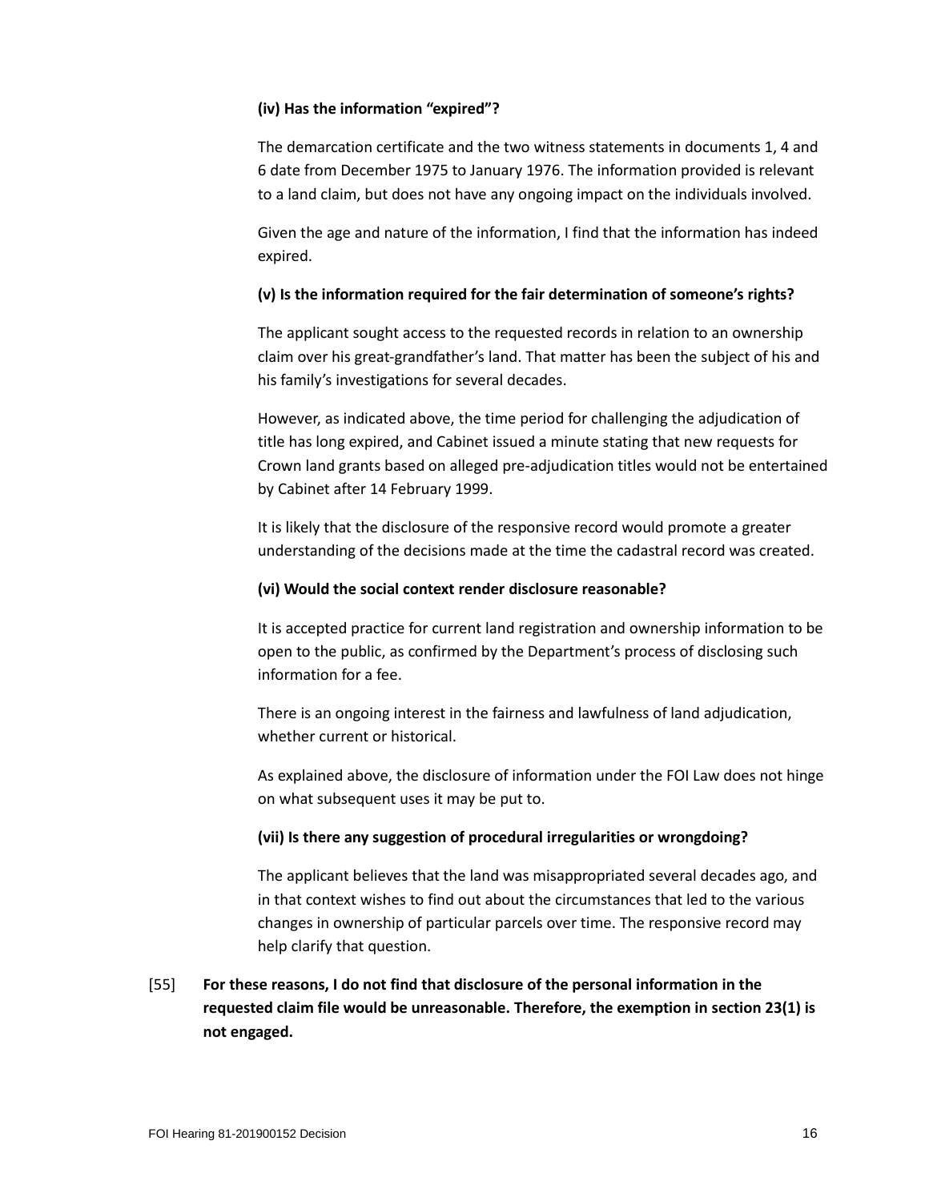**(iv) Has the information "expired"?**

The demarcation certificate and the two witness statements in documents 1, 4 and 6 date from December 1975 to January 1976. The information provided is relevant to a land claim, but does not have any ongoing impact on the individuals involved.

Given the age and nature of the information, I find that the information has indeed expired.

**(v) Is the information required for the fair determination of someone's rights?**

The applicant sought access to the requested records in relation to an ownership claim over his great-grandfather's land. That matter has been the subject of his and his family's investigations for several decades.

However, as indicated above, the time period for challenging the adjudication of title has long expired, and Cabinet issued a minute stating that new requests for Crown land grants based on alleged pre-adjudication titles would not be entertained by Cabinet after 14 February 1999.

It is likely that the disclosure of the responsive record would promote a greater understanding of the decisions made at the time the cadastral record was created.

**(vi) Would the social context render disclosure reasonable?**

It is accepted practice for current land registration and ownership information to be open to the public, as confirmed by the Department's process of disclosing such information for a fee.

There is an ongoing interest in the fairness and lawfulness of land adjudication, whether current or historical.

As explained above, the disclosure of information under the FOI Law does not hinge on what subsequent uses it may be put to.

**(vii) Is there any suggestion of procedural irregularities or wrongdoing?**

The applicant believes that the land was misappropriated several decades ago, and in that context wishes to find out about the circumstances that led to the various changes in ownership of particular parcels over time. The responsive record may help clarify that question.

[55] **For these reasons, I do not find that disclosure of the personal information in the requested claim file would be unreasonable. Therefore, the exemption in section 23(1) is not engaged.**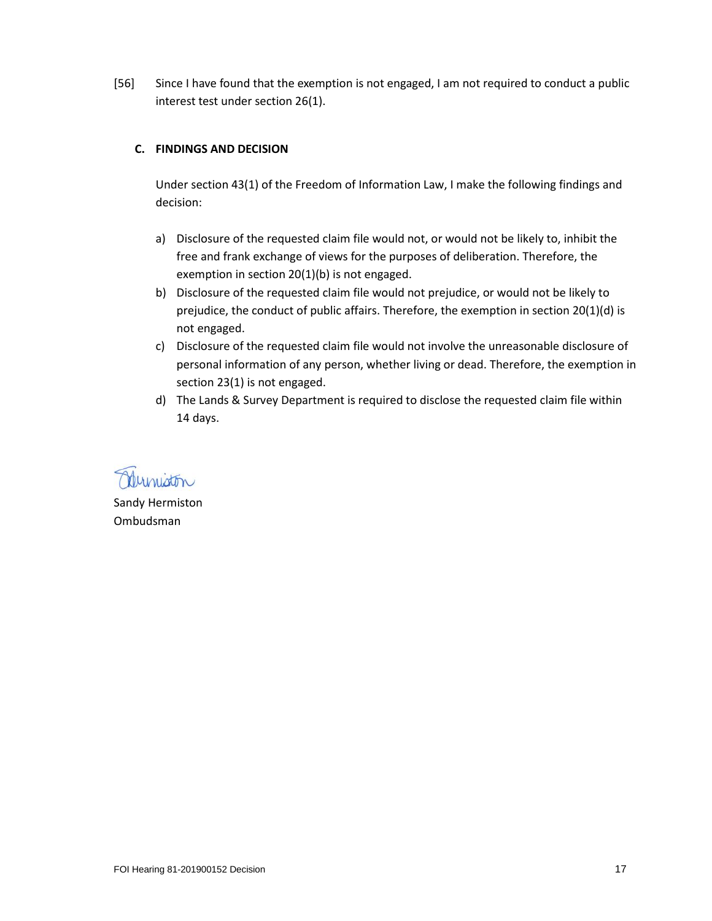[56] Since I have found that the exemption is not engaged, I am not required to conduct a public interest test under section 26(1).

### C. FINDINGS AND DECISION

Under section 43(1) of the Freedom of Information Law, I make the following findings and decision:

a) Disclosure of the requested claim file would not, or would not be likely to, inhibit the free and frank exchange of views for the purposes of deliberation. Therefore, the exemption in section 20(1)(b) is not engaged.

b) Disclosure of the requested claim file would not prejudice, or would not be likely to prejudice, the conduct of public affairs. Therefore, the exemption in section 20(1)(d) is not engaged.

c) Disclosure of the requested claim file would not involve the unreasonable disclosure of personal information of any person, whether living or dead. Therefore, the exemption in section 23(1) is not engaged.

d) The Lands & Survey Department is required to disclose the requested claim file within 14 days.

Sandy Hermiston
Ombudsman